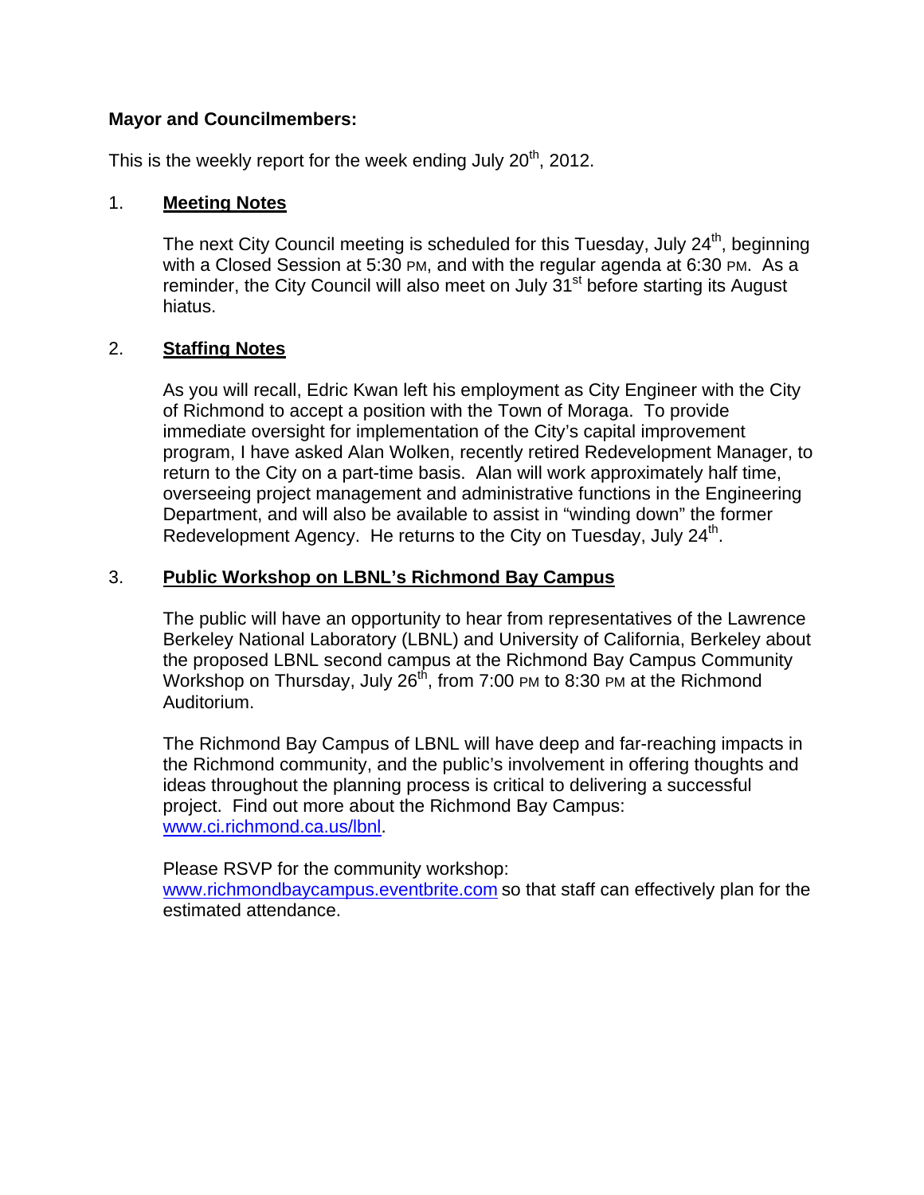**Mayor and Councilmembers:**

This is the weekly report for the week ending July 20th, 2012.

1. **Meeting Notes**

   The next City Council meeting is scheduled for this Tuesday, July 24th, beginning with a Closed Session at 5:30 PM, and with the regular agenda at 6:30 PM. As a reminder, the City Council will also meet on July 31st before starting its August hiatus.

2. **Staffing Notes**

   As you will recall, Edric Kwan left his employment as City Engineer with the City of Richmond to accept a position with the Town of Moraga. To provide immediate oversight for implementation of the City's capital improvement program, I have asked Alan Wolken, recently retired Redevelopment Manager, to return to the City on a part-time basis. Alan will work approximately half time, overseeing project management and administrative functions in the Engineering Department, and will also be available to assist in "winding down" the former Redevelopment Agency. He returns to the City on Tuesday, July 24th.

3. **Public Workshop on LBNL's Richmond Bay Campus**

   The public will have an opportunity to hear from representatives of the Lawrence Berkeley National Laboratory (LBNL) and University of California, Berkeley about the proposed LBNL second campus at the Richmond Bay Campus Community Workshop on Thursday, July 26th, from 7:00 PM to 8:30 PM at the Richmond Auditorium.

   The Richmond Bay Campus of LBNL will have deep and far-reaching impacts in the Richmond community, and the public's involvement in offering thoughts and ideas throughout the planning process is critical to delivering a successful project. Find out more about the Richmond Bay Campus: www.ci.richmond.ca.us/lbnl.

   Please RSVP for the community workshop: www.richmondbaycampus.eventbrite.com so that staff can effectively plan for the estimated attendance.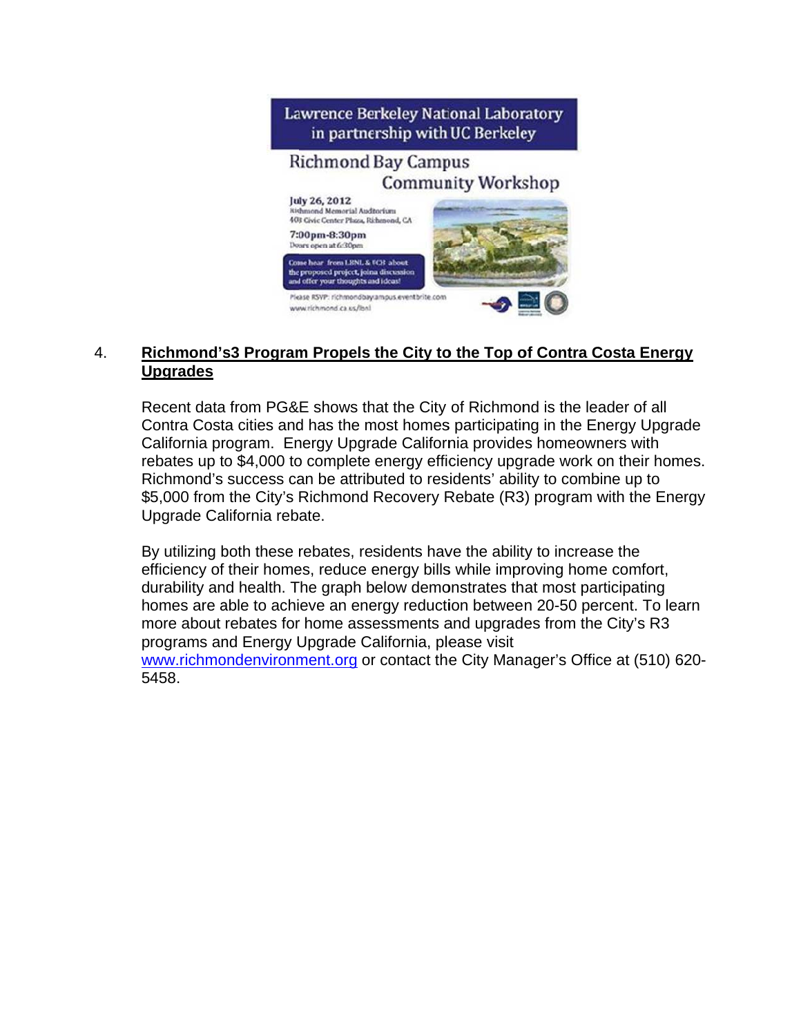Lawrence Berkeley National Laboratory in partnership with UC Berkeley

Richmond Bay Campus Community Workshop

July 26, 2012
Richmond Memorial Auditorium
403 Civic Center Plaza, Richmond, CA

7:00pm-8:30pm
Doors open at 6:30pm

Come hear from LBNL & UCB about the proposed project, join a discussion and offer your thoughts and ideas!

Please RSVP: richmondbaycampus.eventbrite.com
www.richmond.ca.us/lbnl

4. **Richmond's3 Program Propels the City to the Top of Contra Costa Energy Upgrades**

Recent data from PG&E shows that the City of Richmond is the leader of all Contra Costa cities and has the most homes participating in the Energy Upgrade California program. Energy Upgrade California provides homeowners with rebates up to $4,000 to complete energy efficiency upgrade work on their homes. Richmond's success can be attributed to residents' ability to combine up to $5,000 from the City's Richmond Recovery Rebate (R3) program with the Energy Upgrade California rebate.

By utilizing both these rebates, residents have the ability to increase the efficiency of their homes, reduce energy bills while improving home comfort, durability and health. The graph below demonstrates that most participating homes are able to achieve an energy reduction between 20-50 percent. To learn more about rebates for home assessments and upgrades from the City's R3 programs and Energy Upgrade California, please visit www.richmondenvironment.org or contact the City Manager's Office at (510) 620-5458.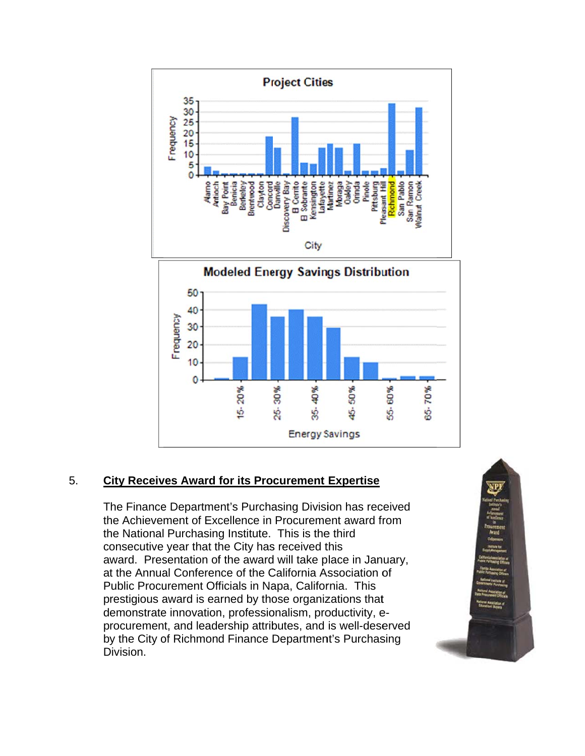## 5. City Receives Award for its Procurement Expertise

The Finance Department's Purchasing Division has received the Achievement of Excellence in Procurement award from the National Purchasing Institute. This is the third consecutive year that the City has received this award. Presentation of the award will take place in January, at the Annual Conference of the California Association of Public Procurement Officials in Napa, California. This prestigious award is earned by those organizations that demonstrate innovation, professionalism, productivity, e-procurement, and leadership attributes, and is well-deserved by the City of Richmond Finance Department's Purchasing Division.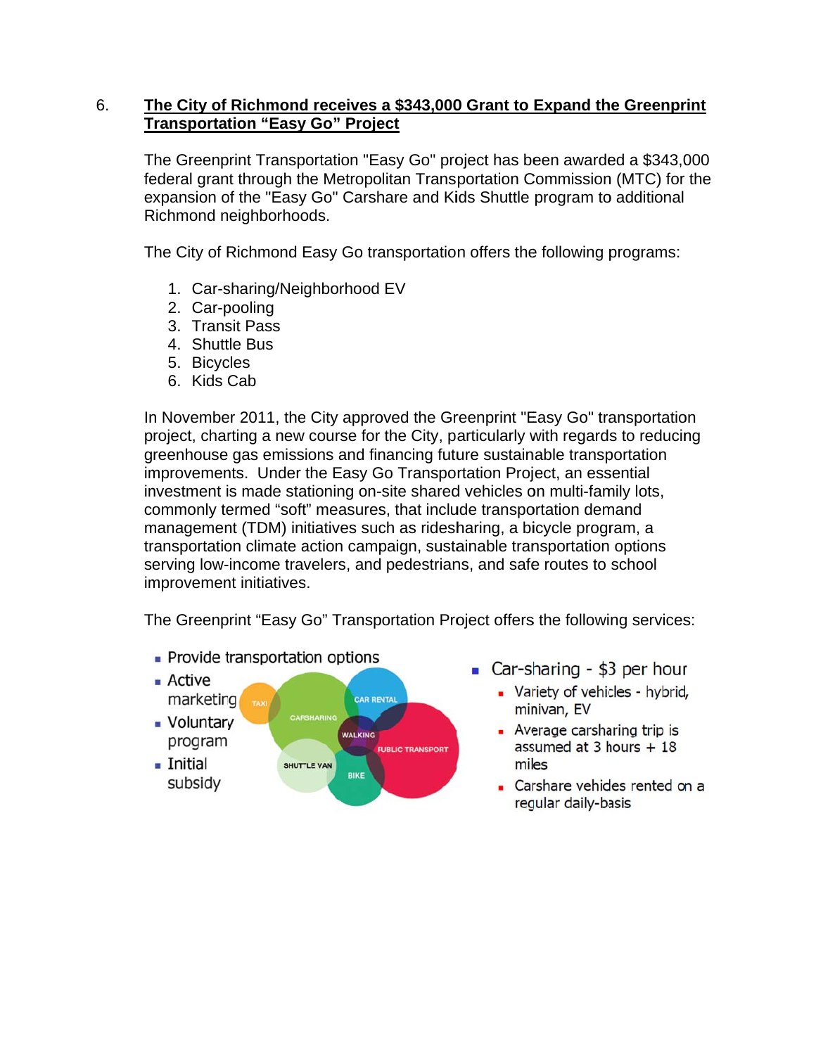6. **The City of Richmond receives a $343,000 Grant to Expand the Greenprint Transportation "Easy Go" Project**

The Greenprint Transportation "Easy Go" project has been awarded a $343,000 federal grant through the Metropolitan Transportation Commission (MTC) for the expansion of the "Easy Go" Carshare and Kids Shuttle program to additional Richmond neighborhoods.

The City of Richmond Easy Go transportation offers the following programs:

1. Car-sharing/Neighborhood EV
2. Car-pooling
3. Transit Pass
4. Shuttle Bus
5. Bicycles
6. Kids Cab

In November 2011, the City approved the Greenprint "Easy Go" transportation project, charting a new course for the City, particularly with regards to reducing greenhouse gas emissions and financing future sustainable transportation improvements. Under the Easy Go Transportation Project, an essential investment is made stationing on-site shared vehicles on multi-family lots, commonly termed "soft" measures, that include transportation demand management (TDM) initiatives such as ridesharing, a bicycle program, a transportation climate action campaign, sustainable transportation options serving low-income travelers, and pedestrians, and safe routes to school improvement initiatives.

The Greenprint "Easy Go" Transportation Project offers the following services:

- Provide transportation options
- Active marketing
- Voluntary program
- Initial subsidy

TAXI, CARSHARING, CAR RENTAL, WALKING, PUBLIC TRANSPORT, SHUTTLE VAN, BIKE

- Car-sharing - $3 per hour
  - Variety of vehicles - hybrid, minivan, EV
  - Average carsharing trip is assumed at 3 hours + 18 miles
  - Carshare vehicles rented on a regular daily-basis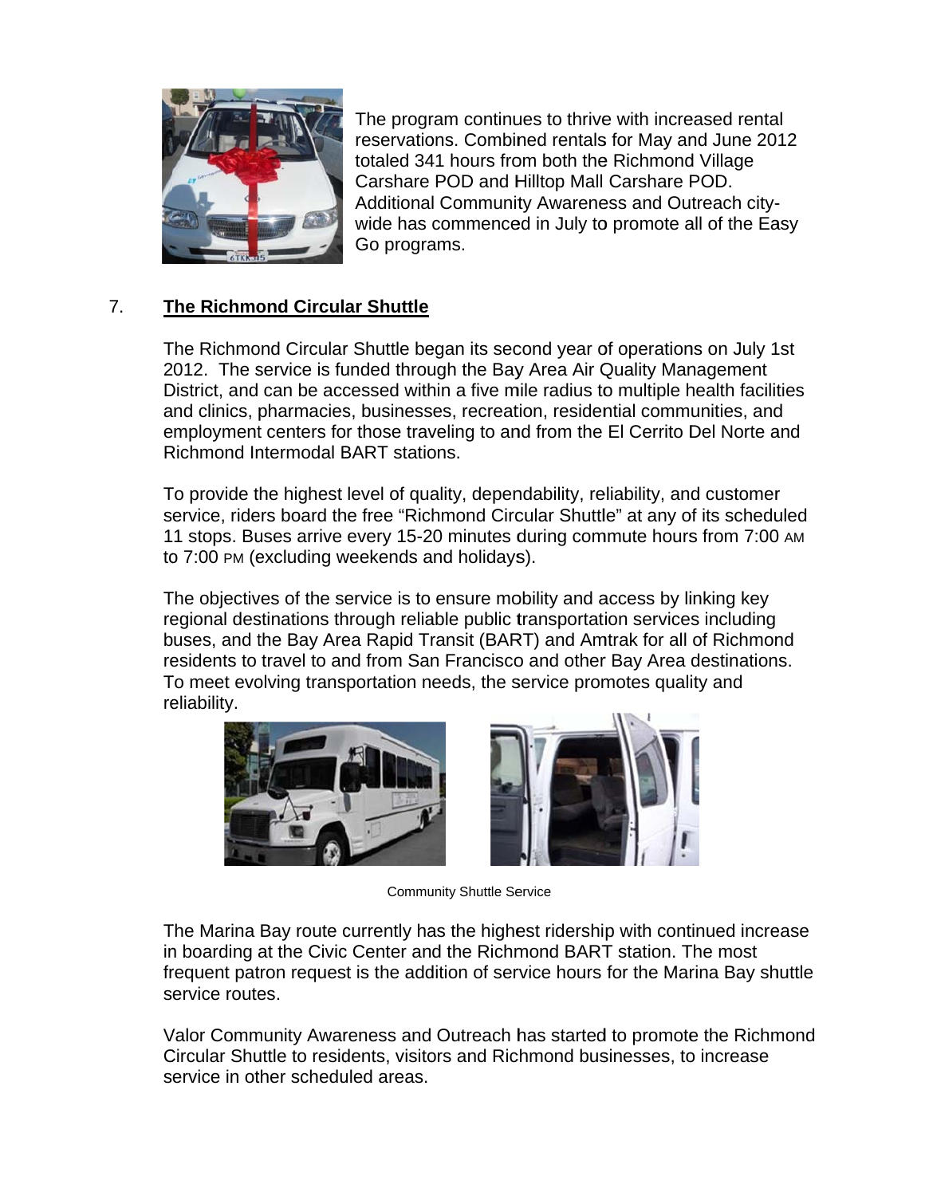The program continues to thrive with increased rental reservations. Combined rentals for May and June 2012 totaled 341 hours from both the Richmond Village Carshare POD and Hilltop Mall Carshare POD. Additional Community Awareness and Outreach city-wide has commenced in July to promote all of the Easy Go programs.

7. **The Richmond Circular Shuttle**

The Richmond Circular Shuttle began its second year of operations on July 1st 2012. The service is funded through the Bay Area Air Quality Management District, and can be accessed within a five mile radius to multiple health facilities and clinics, pharmacies, businesses, recreation, residential communities, and employment centers for those traveling to and from the El Cerrito Del Norte and Richmond Intermodal BART stations.

To provide the highest level of quality, dependability, reliability, and customer service, riders board the free "Richmond Circular Shuttle" at any of its scheduled 11 stops. Buses arrive every 15-20 minutes during commute hours from 7:00 AM to 7:00 PM (excluding weekends and holidays).

The objectives of the service is to ensure mobility and access by linking key regional destinations through reliable public transportation services including buses, and the Bay Area Rapid Transit (BART) and Amtrak for all of Richmond residents to travel to and from San Francisco and other Bay Area destinations. To meet evolving transportation needs, the service promotes quality and reliability.

Community Shuttle Service

The Marina Bay route currently has the highest ridership with continued increase in boarding at the Civic Center and the Richmond BART station. The most frequent patron request is the addition of service hours for the Marina Bay shuttle service routes.

Valor Community Awareness and Outreach has started to promote the Richmond Circular Shuttle to residents, visitors and Richmond businesses, to increase service in other scheduled areas.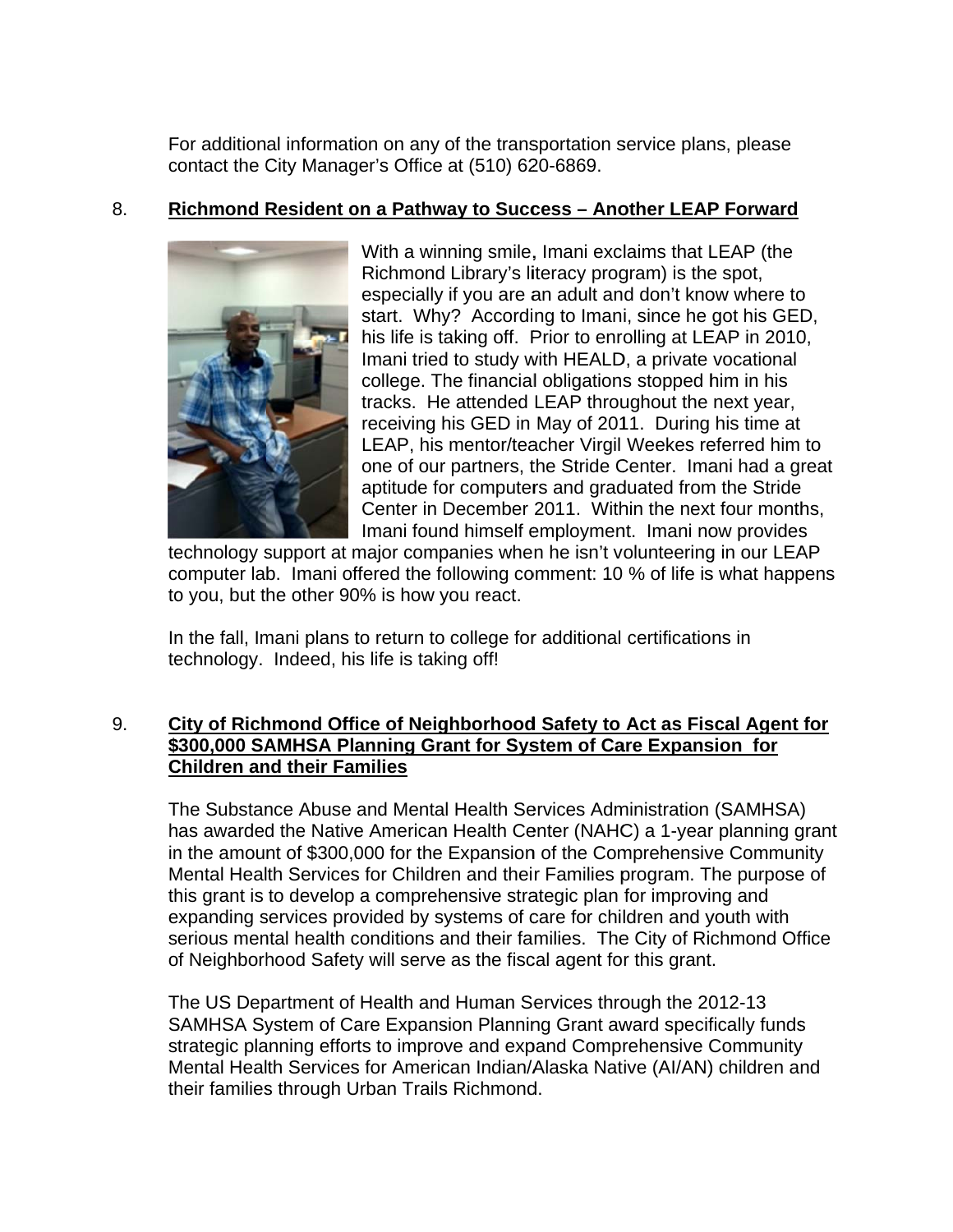For additional information on any of the transportation service plans, please contact the City Manager's Office at (510) 620-6869.

8. **Richmond Resident on a Pathway to Success – Another LEAP Forward**

With a winning smile, Imani exclaims that LEAP (the Richmond Library's literacy program) is the spot, especially if you are an adult and don't know where to start. Why? According to Imani, since he got his GED, his life is taking off. Prior to enrolling at LEAP in 2010, Imani tried to study with HEALD, a private vocational college. The financial obligations stopped him in his tracks. He attended LEAP throughout the next year, receiving his GED in May of 2011. During his time at LEAP, his mentor/teacher Virgil Weekes referred him to one of our partners, the Stride Center. Imani had a great aptitude for computers and graduated from the Stride Center in December 2011. Within the next four months, Imani found himself employment. Imani now provides technology support at major companies when he isn't volunteering in our LEAP computer lab. Imani offered the following comment: 10 % of life is what happens to you, but the other 90% is how you react.

In the fall, Imani plans to return to college for additional certifications in technology. Indeed, his life is taking off!

9. **City of Richmond Office of Neighborhood Safety to Act as Fiscal Agent for $300,000 SAMHSA Planning Grant for System of Care Expansion for Children and their Families**

The Substance Abuse and Mental Health Services Administration (SAMHSA) has awarded the Native American Health Center (NAHC) a 1-year planning grant in the amount of $300,000 for the Expansion of the Comprehensive Community Mental Health Services for Children and their Families program. The purpose of this grant is to develop a comprehensive strategic plan for improving and expanding services provided by systems of care for children and youth with serious mental health conditions and their families. The City of Richmond Office of Neighborhood Safety will serve as the fiscal agent for this grant.

The US Department of Health and Human Services through the 2012-13 SAMHSA System of Care Expansion Planning Grant award specifically funds strategic planning efforts to improve and expand Comprehensive Community Mental Health Services for American Indian/Alaska Native (AI/AN) children and their families through Urban Trails Richmond.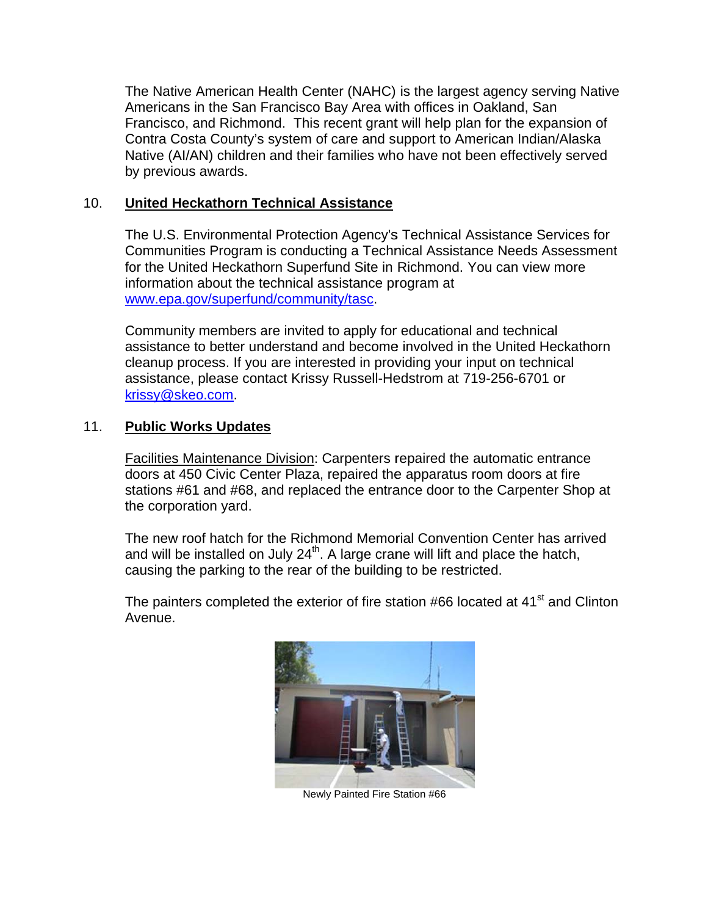The Native American Health Center (NAHC) is the largest agency serving Native Americans in the San Francisco Bay Area with offices in Oakland, San Francisco, and Richmond. This recent grant will help plan for the expansion of Contra Costa County's system of care and support to American Indian/Alaska Native (AI/AN) children and their families who have not been effectively served by previous awards.

10. **United Heckathorn Technical Assistance**

The U.S. Environmental Protection Agency's Technical Assistance Services for Communities Program is conducting a Technical Assistance Needs Assessment for the United Heckathorn Superfund Site in Richmond. You can view more information about the technical assistance program at www.epa.gov/superfund/community/tasc.

Community members are invited to apply for educational and technical assistance to better understand and become involved in the United Heckathorn cleanup process. If you are interested in providing your input on technical assistance, please contact Krissy Russell-Hedstrom at 719-256-6701 or krissy@skeo.com.

11. **Public Works Updates**

Facilities Maintenance Division: Carpenters repaired the automatic entrance doors at 450 Civic Center Plaza, repaired the apparatus room doors at fire stations #61 and #68, and replaced the entrance door to the Carpenter Shop at the corporation yard.

The new roof hatch for the Richmond Memorial Convention Center has arrived and will be installed on July 24th. A large crane will lift and place the hatch, causing the parking to the rear of the building to be restricted.

The painters completed the exterior of fire station #66 located at 41st and Clinton Avenue.

Newly Painted Fire Station #66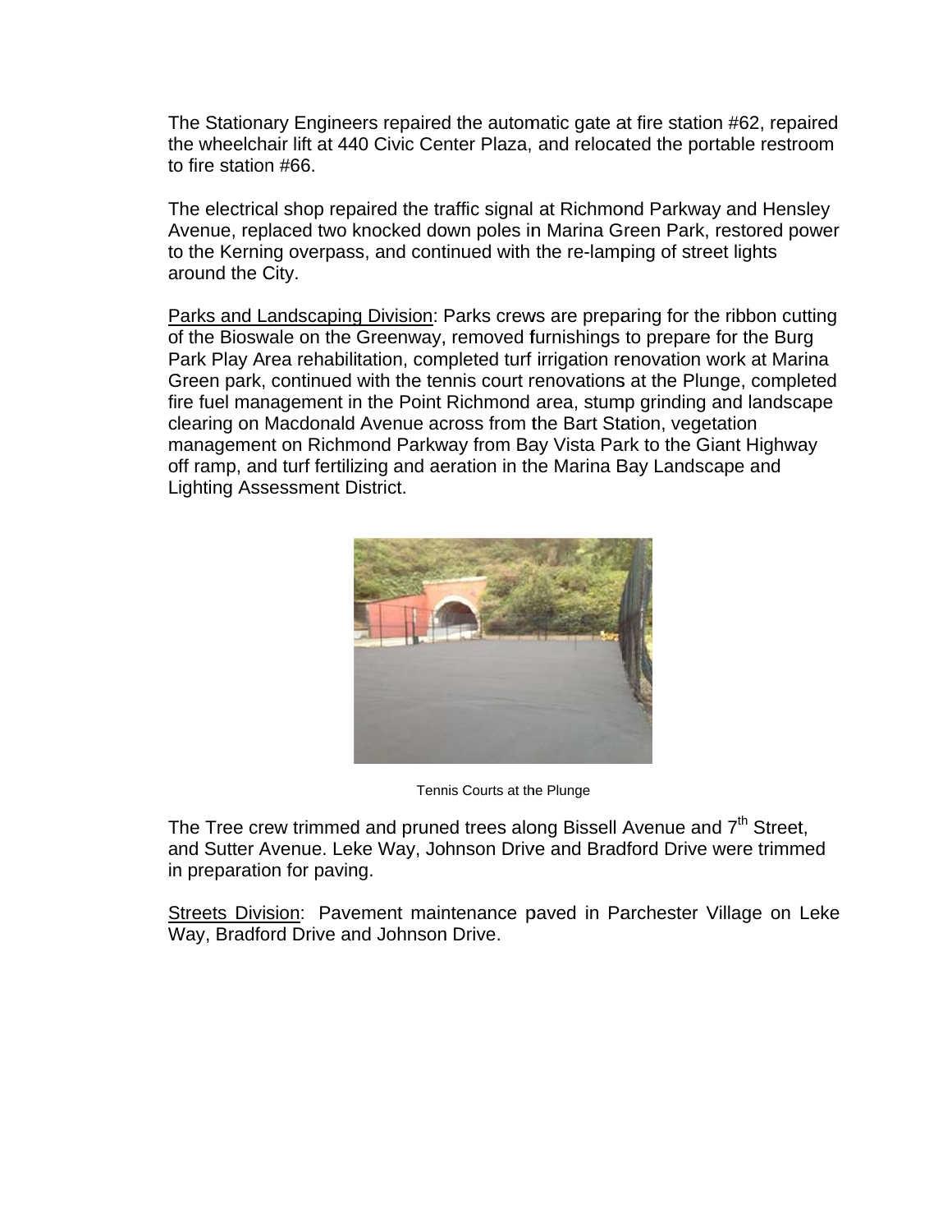The Stationary Engineers repaired the automatic gate at fire station #62, repaired the wheelchair lift at 440 Civic Center Plaza, and relocated the portable restroom to fire station #66.

The electrical shop repaired the traffic signal at Richmond Parkway and Hensley Avenue, replaced two knocked down poles in Marina Green Park, restored power to the Kerning overpass, and continued with the re-lamping of street lights around the City.

Parks and Landscaping Division: Parks crews are preparing for the ribbon cutting of the Bioswale on the Greenway, removed furnishings to prepare for the Burg Park Play Area rehabilitation, completed turf irrigation renovation work at Marina Green park, continued with the tennis court renovations at the Plunge, completed fire fuel management in the Point Richmond area, stump grinding and landscape clearing on Macdonald Avenue across from the Bart Station, vegetation management on Richmond Parkway from Bay Vista Park to the Giant Highway off ramp, and turf fertilizing and aeration in the Marina Bay Landscape and Lighting Assessment District.

Tennis Courts at the Plunge

The Tree crew trimmed and pruned trees along Bissell Avenue and 7th Street, and Sutter Avenue. Leke Way, Johnson Drive and Bradford Drive were trimmed in preparation for paving.

Streets Division: Pavement maintenance paved in Parchester Village on Leke Way, Bradford Drive and Johnson Drive.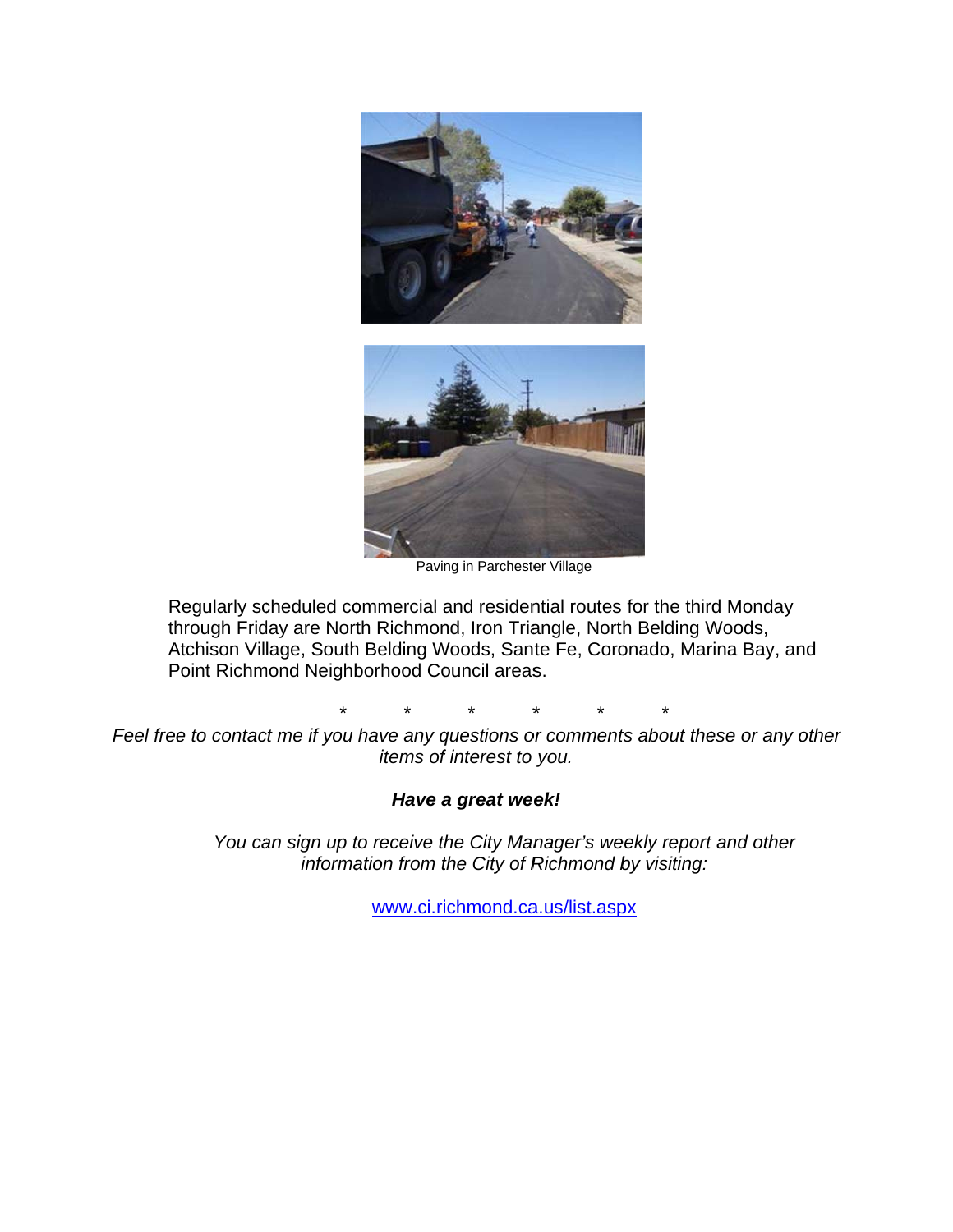Paving in Parchester Village

Regularly scheduled commercial and residential routes for the third Monday through Friday are North Richmond, Iron Triangle, North Belding Woods, Atchison Village, South Belding Woods, Sante Fe, Coronado, Marina Bay, and Point Richmond Neighborhood Council areas.

\* \* \* \* \* \*

*Feel free to contact me if you have any questions or comments about these or any other items of interest to you.*

***Have a great week!***

*You can sign up to receive the City Manager's weekly report and other information from the City of Richmond by visiting:*

[www.ci.richmond.ca.us/list.aspx](http://www.ci.richmond.ca.us/list.aspx)